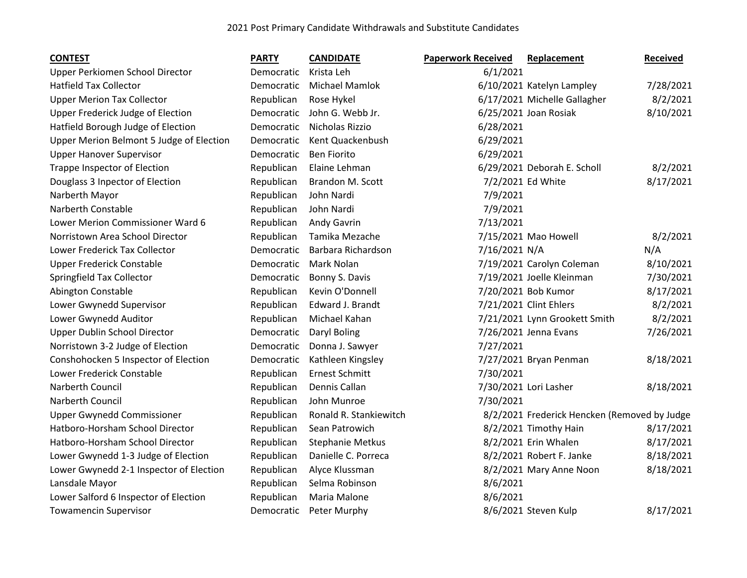2021 Post Primary Candidate Withdrawals and Substitute Candidates

| CONTEST | PARTY | CANDIDATE | Paperwork Received | Replacement | Received |
|---|---|---|---|---|---|
| Upper Perkiomen School Director | Democratic | Krista Leh | 6/1/2021 | | |
| Hatfield Tax Collector | Democratic | Michael Mamlok | 6/10/2021 | Katelyn Lampley | 7/28/2021 |
| Upper Merion Tax Collector | Republican | Rose Hykel | 6/17/2021 | Michelle Gallagher | 8/2/2021 |
| Upper Frederick Judge of Election | Democratic | John G. Webb Jr. | 6/25/2021 | Joan Rosiak | 8/10/2021 |
| Hatfield Borough Judge of Election | Democratic | Nicholas Rizzio | 6/28/2021 | | |
| Upper Merion Belmont 5 Judge of Election | Democratic | Kent Quackenbush | 6/29/2021 | | |
| Upper Hanover Supervisor | Democratic | Ben Fiorito | 6/29/2021 | | |
| Trappe Inspector of Election | Republican | Elaine Lehman | 6/29/2021 | Deborah E. Scholl | 8/2/2021 |
| Douglass 3 Inpector of Election | Republican | Brandon M. Scott | 7/2/2021 | Ed White | 8/17/2021 |
| Narberth Mayor | Republican | John Nardi | 7/9/2021 | | |
| Narberth Constable | Republican | John Nardi | 7/9/2021 | | |
| Lower Merion Commissioner Ward 6 | Republican | Andy Gavrin | 7/13/2021 | | |
| Norristown Area School Director | Republican | Tamika Mezache | 7/15/2021 | Mao Howell | 8/2/2021 |
| Lower Frederick Tax Collector | Democratic | Barbara Richardson | 7/16/2021 | N/A | N/A |
| Upper Frederick Constable | Democratic | Mark Nolan | 7/19/2021 | Carolyn Coleman | 8/10/2021 |
| Springfield Tax Collector | Democratic | Bonny S. Davis | 7/19/2021 | Joelle Kleinman | 7/30/2021 |
| Abington Constable | Republican | Kevin O'Donnell | 7/20/2021 | Bob Kumor | 8/17/2021 |
| Lower Gwynedd Supervisor | Republican | Edward J. Brandt | 7/21/2021 | Clint Ehlers | 8/2/2021 |
| Lower Gwynedd Auditor | Republican | Michael Kahan | 7/21/2021 | Lynn Grookett Smith | 8/2/2021 |
| Upper Dublin School Director | Democratic | Daryl Boling | 7/26/2021 | Jenna Evans | 7/26/2021 |
| Norristown 3-2 Judge of Election | Democratic | Donna J. Sawyer | 7/27/2021 | | |
| Conshohocken 5 Inspector of Election | Democratic | Kathleen Kingsley | 7/27/2021 | Bryan Penman | 8/18/2021 |
| Lower Frederick Constable | Republican | Ernest Schmitt | 7/30/2021 | | |
| Narberth Council | Republican | Dennis Callan | 7/30/2021 | Lori Lasher | 8/18/2021 |
| Narberth Council | Republican | John Munroe | 7/30/2021 | | |
| Upper Gwynedd Commissioner | Republican | Ronald R. Stankiewitch | 8/2/2021 | Frederick Hencken (Removed by Judge | |
| Hatboro-Horsham School Director | Republican | Sean Patrowich | 8/2/2021 | Timothy Hain | 8/17/2021 |
| Hatboro-Horsham School Director | Republican | Stephanie Metkus | 8/2/2021 | Erin Whalen | 8/17/2021 |
| Lower Gwynedd 1-3 Judge of Election | Republican | Danielle C. Porreca | 8/2/2021 | Robert F. Janke | 8/18/2021 |
| Lower Gwynedd 2-1 Inspector of Election | Republican | Alyce Klussman | 8/2/2021 | Mary Anne Noon | 8/18/2021 |
| Lansdale Mayor | Republican | Selma Robinson | 8/6/2021 | | |
| Lower Salford 6 Inspector of Election | Republican | Maria Malone | 8/6/2021 | | |
| Towamencin Supervisor | Democratic | Peter Murphy | 8/6/2021 | Steven Kulp | 8/17/2021 |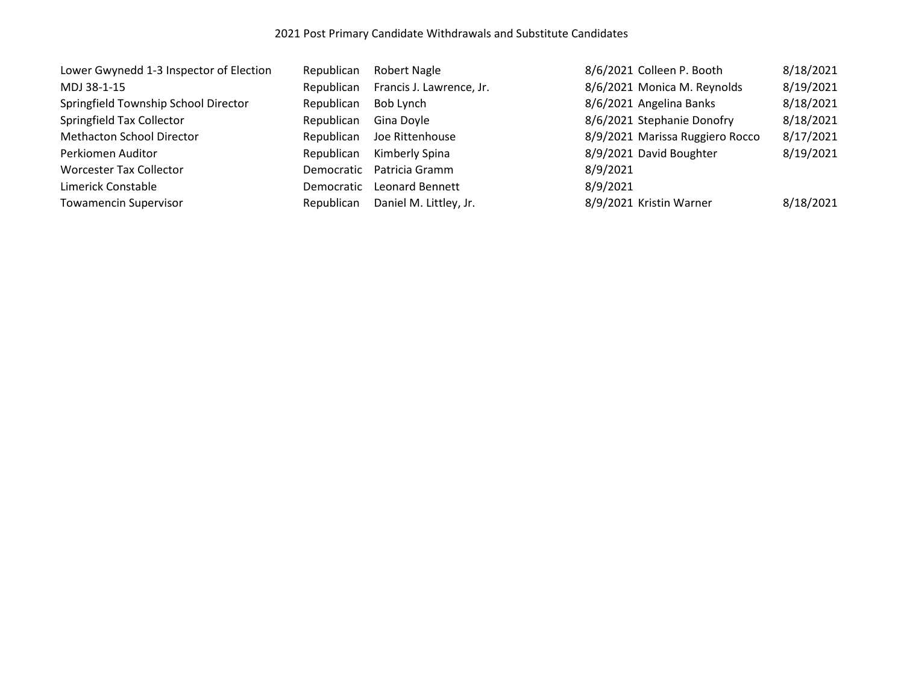2021 Post Primary Candidate Withdrawals and Substitute Candidates

| | | | | | |
|---|---|---|---|---|---|
| Lower Gwynedd 1-3 Inspector of Election | Republican | Robert Nagle | 8/6/2021 | Colleen P. Booth | 8/18/2021 |
| MDJ 38-1-15 | Republican | Francis J. Lawrence, Jr. | 8/6/2021 | Monica M. Reynolds | 8/19/2021 |
| Springfield Township School Director | Republican | Bob Lynch | 8/6/2021 | Angelina Banks | 8/18/2021 |
| Springfield Tax Collector | Republican | Gina Doyle | 8/6/2021 | Stephanie Donofry | 8/18/2021 |
| Methacton School Director | Republican | Joe Rittenhouse | 8/9/2021 | Marissa Ruggiero Rocco | 8/17/2021 |
| Perkiomen Auditor | Republican | Kimberly Spina | 8/9/2021 | David Boughter | 8/19/2021 |
| Worcester Tax Collector | Democratic | Patricia Gramm | 8/9/2021 | | |
| Limerick Constable | Democratic | Leonard Bennett | 8/9/2021 | | |
| Towamencin Supervisor | Republican | Daniel M. Littley, Jr. | 8/9/2021 | Kristin Warner | 8/18/2021 |